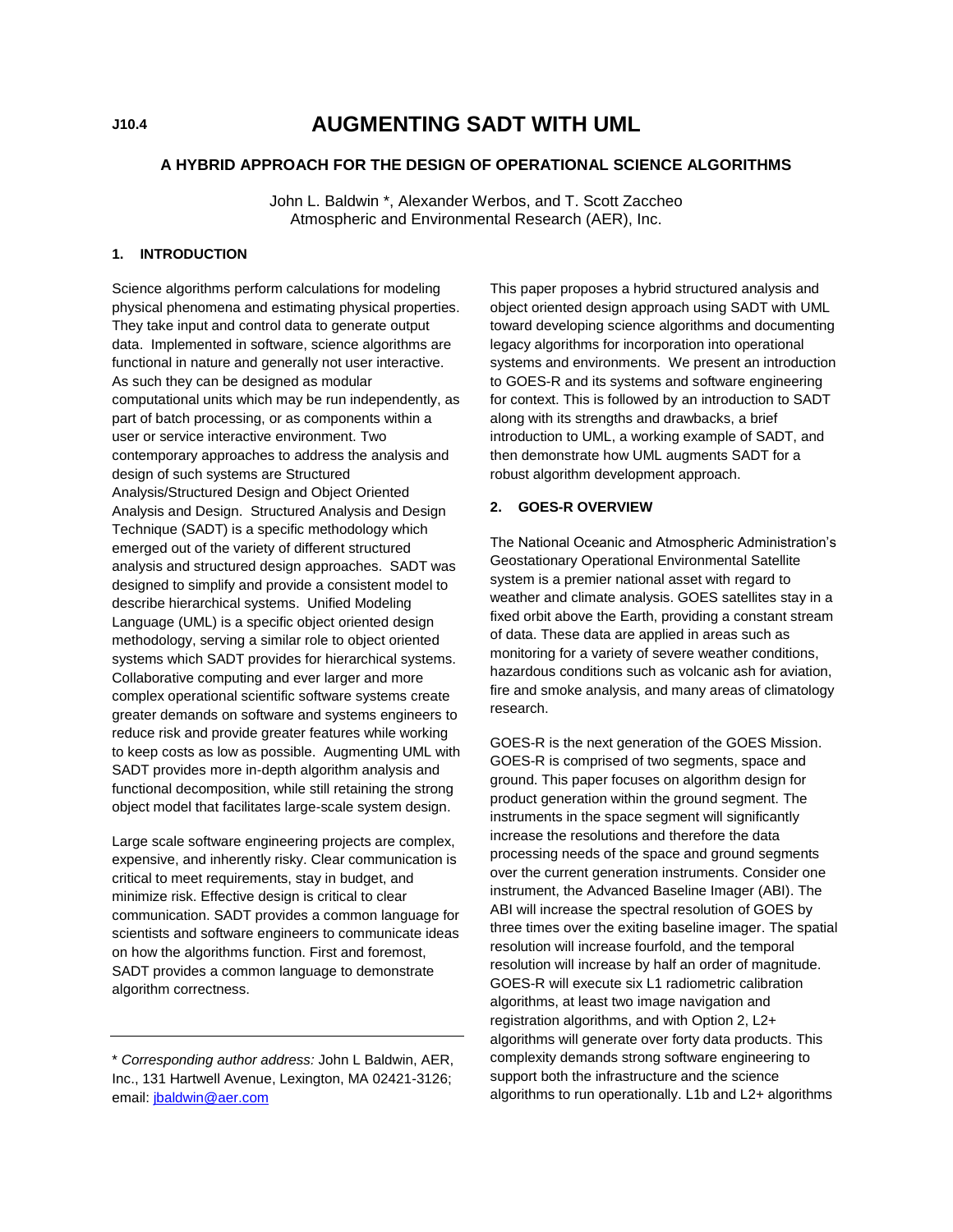J10.4

# AUGMENTING SADT WITH UML

## A HYBRID APPROACH FOR THE DESIGN OF OPERATIONAL SCIENCE ALGORITHMS

John L. Baldwin *, Alexander Werbos, and T. Scott Zaccheo
Atmospheric and Environmental Research (AER), Inc.

### 1. INTRODUCTION

Science algorithms perform calculations for modeling physical phenomena and estimating physical properties. They take input and control data to generate output data. Implemented in software, science algorithms are functional in nature and generally not user interactive. As such they can be designed as modular computational units which may be run independently, as part of batch processing, or as components within a user or service interactive environment. Two contemporary approaches to address the analysis and design of such systems are Structured Analysis/Structured Design and Object Oriented Analysis and Design. Structured Analysis and Design Technique (SADT) is a specific methodology which emerged out of the variety of different structured analysis and structured design approaches. SADT was designed to simplify and provide a consistent model to describe hierarchical systems. Unified Modeling Language (UML) is a specific object oriented design methodology, serving a similar role to object oriented systems which SADT provides for hierarchical systems. Collaborative computing and ever larger and more complex operational scientific software systems create greater demands on software and systems engineers to reduce risk and provide greater features while working to keep costs as low as possible. Augmenting UML with SADT provides more in-depth algorithm analysis and functional decomposition, while still retaining the strong object model that facilitates large-scale system design.

Large scale software engineering projects are complex, expensive, and inherently risky. Clear communication is critical to meet requirements, stay in budget, and minimize risk. Effective design is critical to clear communication. SADT provides a common language for scientists and software engineers to communicate ideas on how the algorithms function. First and foremost, SADT provides a common language to demonstrate algorithm correctness.

This paper proposes a hybrid structured analysis and object oriented design approach using SADT with UML toward developing science algorithms and documenting legacy algorithms for incorporation into operational systems and environments. We present an introduction to GOES-R and its systems and software engineering for context. This is followed by an introduction to SADT along with its strengths and drawbacks, a brief introduction to UML, a working example of SADT, and then demonstrate how UML augments SADT for a robust algorithm development approach.

### 2. GOES-R OVERVIEW

The National Oceanic and Atmospheric Administration's Geostationary Operational Environmental Satellite system is a premier national asset with regard to weather and climate analysis. GOES satellites stay in a fixed orbit above the Earth, providing a constant stream of data. These data are applied in areas such as monitoring for a variety of severe weather conditions, hazardous conditions such as volcanic ash for aviation, fire and smoke analysis, and many areas of climatology research.

GOES-R is the next generation of the GOES Mission. GOES-R is comprised of two segments, space and ground. This paper focuses on algorithm design for product generation within the ground segment. The instruments in the space segment will significantly increase the resolutions and therefore the data processing needs of the space and ground segments over the current generation instruments. Consider one instrument, the Advanced Baseline Imager (ABI). The ABI will increase the spectral resolution of GOES by three times over the exiting baseline imager. The spatial resolution will increase fourfold, and the temporal resolution will increase by half an order of magnitude. GOES-R will execute six L1 radiometric calibration algorithms, at least two image navigation and registration algorithms, and with Option 2, L2+ algorithms will generate over forty data products. This complexity demands strong software engineering to support both the infrastructure and the science algorithms to run operationally. L1b and L2+ algorithms

---

* *Corresponding author address:* John L Baldwin, AER, Inc., 131 Hartwell Avenue, Lexington, MA 02421-3126; email: jbaldwin@aer.com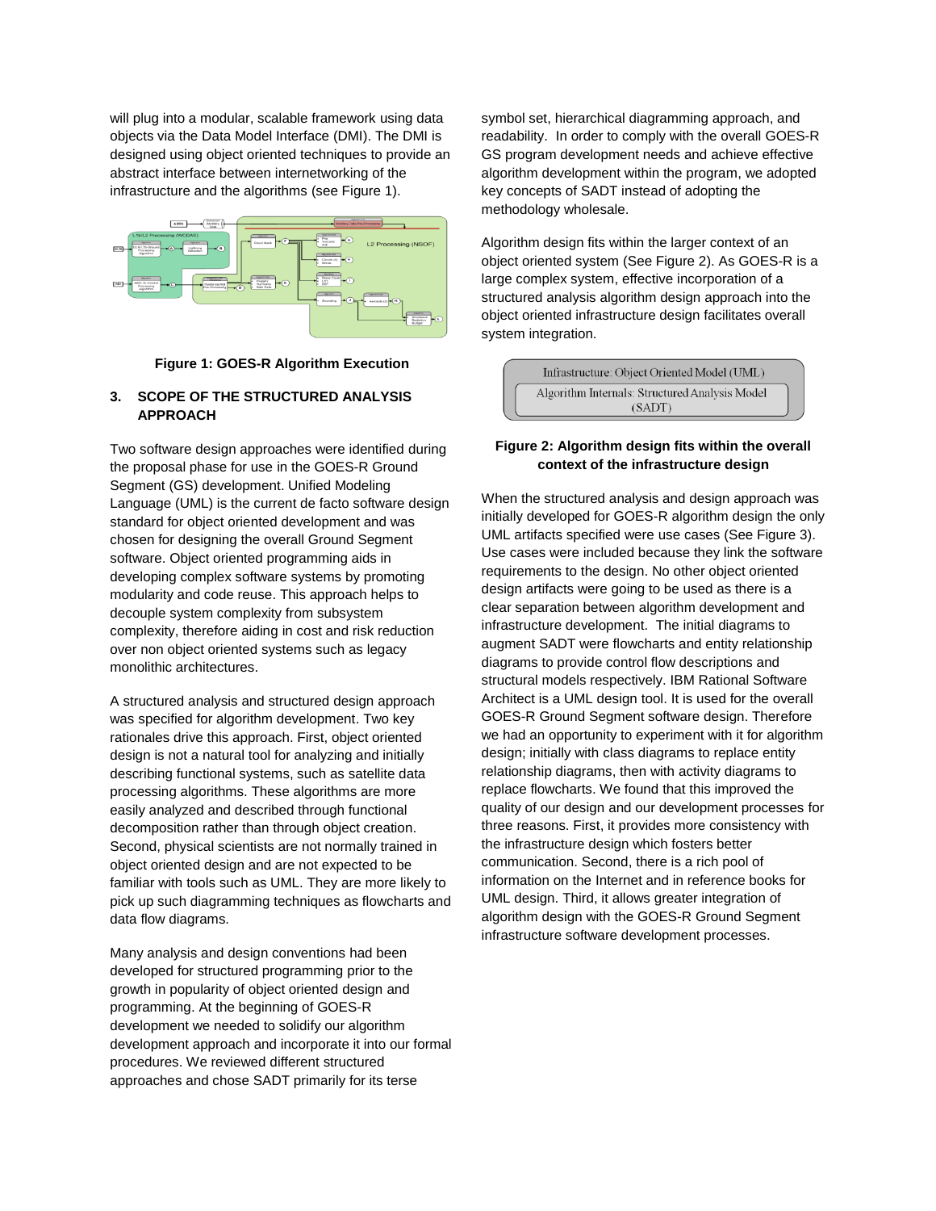will plug into a modular, scalable framework using data objects via the Data Model Interface (DMI). The DMI is designed using object oriented techniques to provide an abstract interface between internetworking of the infrastructure and the algorithms (see Figure 1).

**Figure 1: GOES-R Algorithm Execution**

## 3. SCOPE OF THE STRUCTURED ANALYSIS APPROACH

Two software design approaches were identified during the proposal phase for use in the GOES-R Ground Segment (GS) development. Unified Modeling Language (UML) is the current de facto software design standard for object oriented development and was chosen for designing the overall Ground Segment software. Object oriented programming aids in developing complex software systems by promoting modularity and code reuse. This approach helps to decouple system complexity from subsystem complexity, therefore aiding in cost and risk reduction over non object oriented systems such as legacy monolithic architectures.

A structured analysis and structured design approach was specified for algorithm development. Two key rationales drive this approach. First, object oriented design is not a natural tool for analyzing and initially describing functional systems, such as satellite data processing algorithms. These algorithms are more easily analyzed and described through functional decomposition rather than through object creation. Second, physical scientists are not normally trained in object oriented design and are not expected to be familiar with tools such as UML. They are more likely to pick up such diagramming techniques as flowcharts and data flow diagrams.

Many analysis and design conventions had been developed for structured programming prior to the growth in popularity of object oriented design and programming. At the beginning of GOES-R development we needed to solidify our algorithm development approach and incorporate it into our formal procedures. We reviewed different structured approaches and chose SADT primarily for its terse symbol set, hierarchical diagramming approach, and readability. In order to comply with the overall GOES-R GS program development needs and achieve effective algorithm development within the program, we adopted key concepts of SADT instead of adopting the methodology wholesale.

Algorithm design fits within the larger context of an object oriented system (See Figure 2). As GOES-R is a large complex system, effective incorporation of a structured analysis algorithm design approach into the object oriented infrastructure design facilitates overall system integration.

Infrastructure: Object Oriented Model (UML)

Algorithm Internals: Structured Analysis Model (SADT)

**Figure 2: Algorithm design fits within the overall context of the infrastructure design**

When the structured analysis and design approach was initially developed for GOES-R algorithm design the only UML artifacts specified were use cases (See Figure 3). Use cases were included because they link the software requirements to the design. No other object oriented design artifacts were going to be used as there is a clear separation between algorithm development and infrastructure development. The initial diagrams to augment SADT were flowcharts and entity relationship diagrams to provide control flow descriptions and structural models respectively. IBM Rational Software Architect is a UML design tool. It is used for the overall GOES-R Ground Segment software design. Therefore we had an opportunity to experiment with it for algorithm design; initially with class diagrams to replace entity relationship diagrams, then with activity diagrams to replace flowcharts. We found that this improved the quality of our design and our development processes for three reasons. First, it provides more consistency with the infrastructure design which fosters better communication. Second, there is a rich pool of information on the Internet and in reference books for UML design. Third, it allows greater integration of algorithm design with the GOES-R Ground Segment infrastructure software development processes.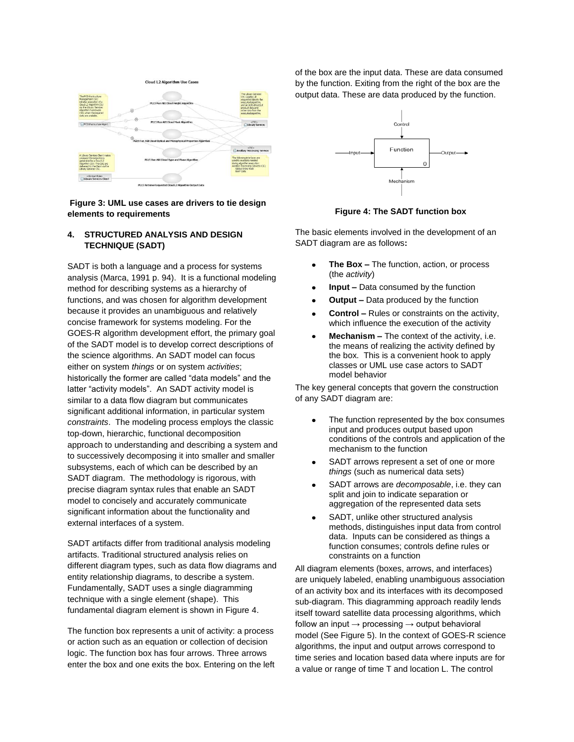**Figure 3: UML use cases are drivers to tie design elements to requirements**

## 4. STRUCTURED ANALYSIS AND DESIGN TECHNIQUE (SADT)

SADT is both a language and a process for systems analysis (Marca, 1991 p. 94). It is a functional modeling method for describing systems as a hierarchy of functions, and was chosen for algorithm development because it provides an unambiguous and relatively concise framework for systems modeling. For the GOES-R algorithm development effort, the primary goal of the SADT model is to develop correct descriptions of the science algorithms. An SADT model can focus either on system *things* or on system *activities*; historically the former are called "data models" and the latter "activity models". An SADT activity model is similar to a data flow diagram but communicates significant additional information, in particular system *constraints*. The modeling process employs the classic top-down, hierarchic, functional decomposition approach to understanding and describing a system and to successively decomposing it into smaller and smaller subsystems, each of which can be described by an SADT diagram. The methodology is rigorous, with precise diagram syntax rules that enable an SADT model to concisely and accurately communicate significant information about the functionality and external interfaces of a system.

SADT artifacts differ from traditional analysis modeling artifacts. Traditional structured analysis relies on different diagram types, such as data flow diagrams and entity relationship diagrams, to describe a system. Fundamentally, SADT uses a single diagramming technique with a single element (shape). This fundamental diagram element is shown in Figure 4.

The function box represents a unit of activity: a process or action such as an equation or collection of decision logic. The function box has four arrows. Three arrows enter the box and one exits the box. Entering on the left of the box are the input data. These are data consumed by the function. Exiting from the right of the box are the output data. These are data produced by the function.

**Figure 4: The SADT function box**

The basic elements involved in the development of an SADT diagram are as follows**:**

- **The Box –** The function, action, or process (the *activity*)
- **Input –** Data consumed by the function
- **Output –** Data produced by the function
- **Control –** Rules or constraints on the activity, which influence the execution of the activity
- **Mechanism –** The context of the activity, i.e. the means of realizing the activity defined by the box. This is a convenient hook to apply classes or UML use case actors to SADT model behavior

The key general concepts that govern the construction of any SADT diagram are:

- The function represented by the box consumes input and produces output based upon conditions of the controls and application of the mechanism to the function
- SADT arrows represent a set of one or more *things* (such as numerical data sets)
- SADT arrows are *decomposable*, i.e. they can split and join to indicate separation or aggregation of the represented data sets
- SADT, unlike other structured analysis methods, distinguishes input data from control data. Inputs can be considered as things a function consumes; controls define rules or constraints on a function

All diagram elements (boxes, arrows, and interfaces) are uniquely labeled, enabling unambiguous association of an activity box and its interfaces with its decomposed sub-diagram. This diagramming approach readily lends itself toward satellite data processing algorithms, which follow an input → processing → output behavioral model (See Figure 5). In the context of GOES-R science algorithms, the input and output arrows correspond to time series and location based data where inputs are for a value or range of time T and location L. The control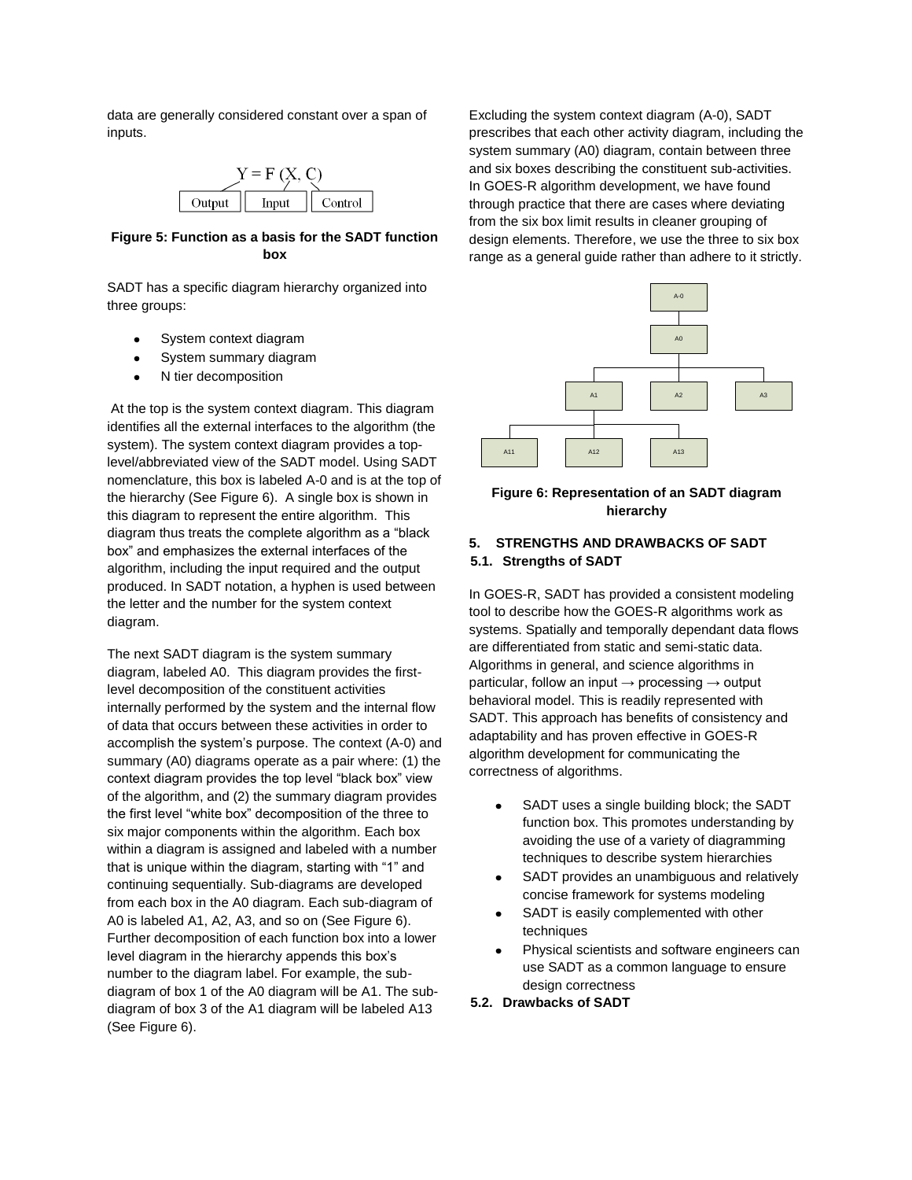data are generally considered constant over a span of inputs.

$$Y = F(X, C)$$

Output | Input | Control

**Figure 5: Function as a basis for the SADT function box**

SADT has a specific diagram hierarchy organized into three groups:

- System context diagram
- System summary diagram
- N tier decomposition

At the top is the system context diagram. This diagram identifies all the external interfaces to the algorithm (the system). The system context diagram provides a top-level/abbreviated view of the SADT model. Using SADT nomenclature, this box is labeled A-0 and is at the top of the hierarchy (See Figure 6). A single box is shown in this diagram to represent the entire algorithm. This diagram thus treats the complete algorithm as a "black box" and emphasizes the external interfaces of the algorithm, including the input required and the output produced. In SADT notation, a hyphen is used between the letter and the number for the system context diagram.

The next SADT diagram is the system summary diagram, labeled A0. This diagram provides the first-level decomposition of the constituent activities internally performed by the system and the internal flow of data that occurs between these activities in order to accomplish the system's purpose. The context (A-0) and summary (A0) diagrams operate as a pair where: (1) the context diagram provides the top level "black box" view of the algorithm, and (2) the summary diagram provides the first level "white box" decomposition of the three to six major components within the algorithm. Each box within a diagram is assigned and labeled with a number that is unique within the diagram, starting with "1" and continuing sequentially. Sub-diagrams are developed from each box in the A0 diagram. Each sub-diagram of A0 is labeled A1, A2, A3, and so on (See Figure 6). Further decomposition of each function box into a lower level diagram in the hierarchy appends this box's number to the diagram label. For example, the sub-diagram of box 1 of the A0 diagram will be A1. The sub-diagram of box 3 of the A1 diagram will be labeled A13 (See Figure 6).

Excluding the system context diagram (A-0), SADT prescribes that each other activity diagram, including the system summary (A0) diagram, contain between three and six boxes describing the constituent sub-activities. In GOES-R algorithm development, we have found through practice that there are cases where deviating from the six box limit results in cleaner grouping of design elements. Therefore, we use the three to six box range as a general guide rather than adhere to it strictly.

A-0
A0
A1 A2 A3
A11 A12 A13

**Figure 6: Representation of an SADT diagram hierarchy**

## 5. STRENGTHS AND DRAWBACKS OF SADT

### 5.1. Strengths of SADT

In GOES-R, SADT has provided a consistent modeling tool to describe how the GOES-R algorithms work as systems. Spatially and temporally dependant data flows are differentiated from static and semi-static data. Algorithms in general, and science algorithms in particular, follow an input → processing → output behavioral model. This is readily represented with SADT. This approach has benefits of consistency and adaptability and has proven effective in GOES-R algorithm development for communicating the correctness of algorithms.

- SADT uses a single building block; the SADT function box. This promotes understanding by avoiding the use of a variety of diagramming techniques to describe system hierarchies
- SADT provides an unambiguous and relatively concise framework for systems modeling
- SADT is easily complemented with other techniques
- Physical scientists and software engineers can use SADT as a common language to ensure design correctness

### 5.2. Drawbacks of SADT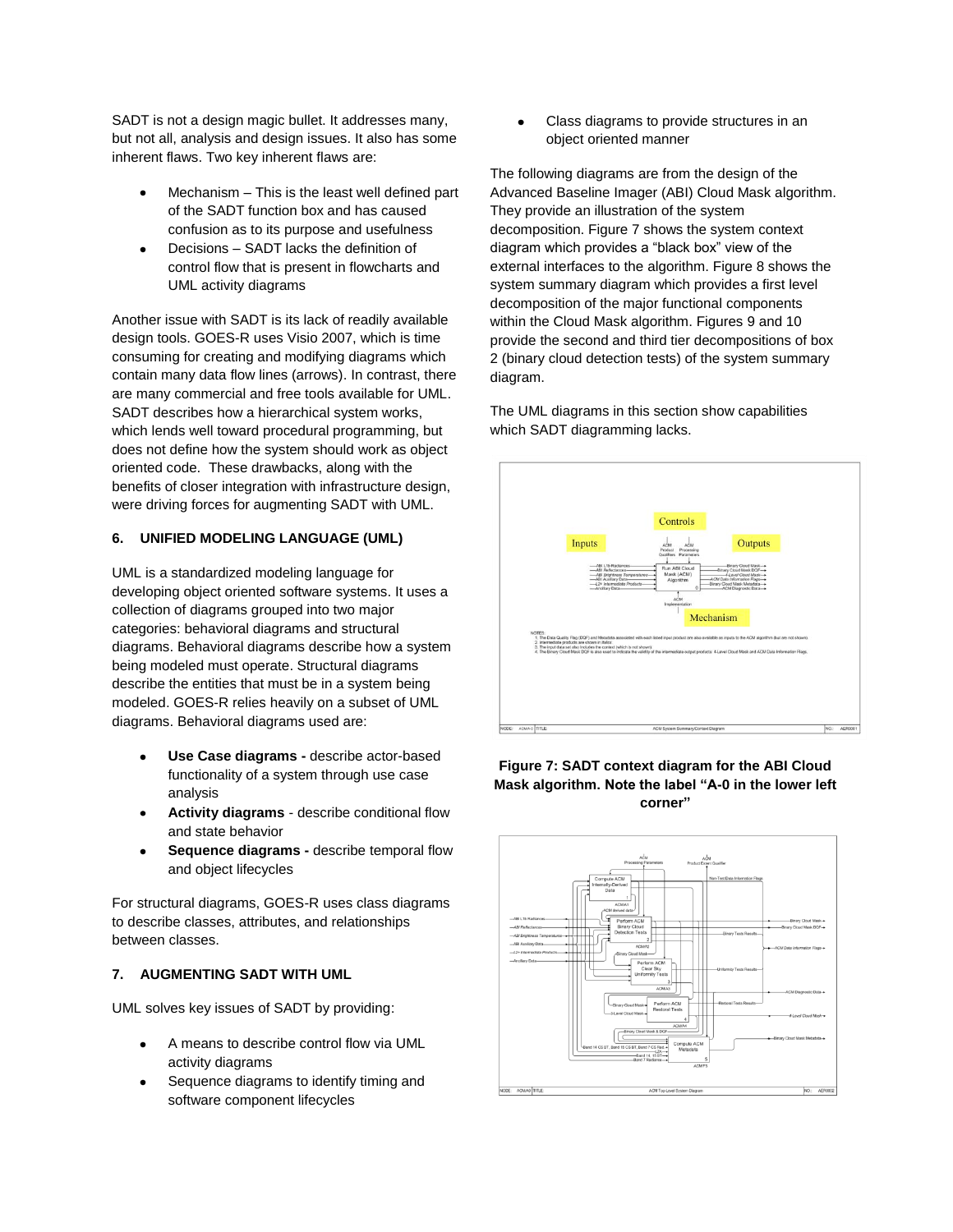SADT is not a design magic bullet. It addresses many, but not all, analysis and design issues. It also has some inherent flaws. Two key inherent flaws are:

- Mechanism – This is the least well defined part of the SADT function box and has caused confusion as to its purpose and usefulness
- Decisions – SADT lacks the definition of control flow that is present in flowcharts and UML activity diagrams

Another issue with SADT is its lack of readily available design tools. GOES-R uses Visio 2007, which is time consuming for creating and modifying diagrams which contain many data flow lines (arrows). In contrast, there are many commercial and free tools available for UML. SADT describes how a hierarchical system works, which lends well toward procedural programming, but does not define how the system should work as object oriented code. These drawbacks, along with the benefits of closer integration with infrastructure design, were driving forces for augmenting SADT with UML.

## 6. UNIFIED MODELING LANGUAGE (UML)

UML is a standardized modeling language for developing object oriented software systems. It uses a collection of diagrams grouped into two major categories: behavioral diagrams and structural diagrams. Behavioral diagrams describe how a system being modeled must operate. Structural diagrams describe the entities that must be in a system being modeled. GOES-R relies heavily on a subset of UML diagrams. Behavioral diagrams used are:

- **Use Case diagrams -** describe actor-based functionality of a system through use case analysis
- **Activity diagrams** - describe conditional flow and state behavior
- **Sequence diagrams -** describe temporal flow and object lifecycles

For structural diagrams, GOES-R uses class diagrams to describe classes, attributes, and relationships between classes.

## 7. AUGMENTING SADT WITH UML

UML solves key issues of SADT by providing:

- A means to describe control flow via UML activity diagrams
- Sequence diagrams to identify timing and software component lifecycles
- Class diagrams to provide structures in an object oriented manner

The following diagrams are from the design of the Advanced Baseline Imager (ABI) Cloud Mask algorithm. They provide an illustration of the system decomposition. Figure 7 shows the system context diagram which provides a "black box" view of the external interfaces to the algorithm. Figure 8 shows the system summary diagram which provides a first level decomposition of the major functional components within the Cloud Mask algorithm. Figures 9 and 10 provide the second and third tier decompositions of box 2 (binary cloud detection tests) of the system summary diagram.

The UML diagrams in this section show capabilities which SADT diagramming lacks.

**Figure 7: SADT context diagram for the ABI Cloud Mask algorithm. Note the label "A-0 in the lower left corner"**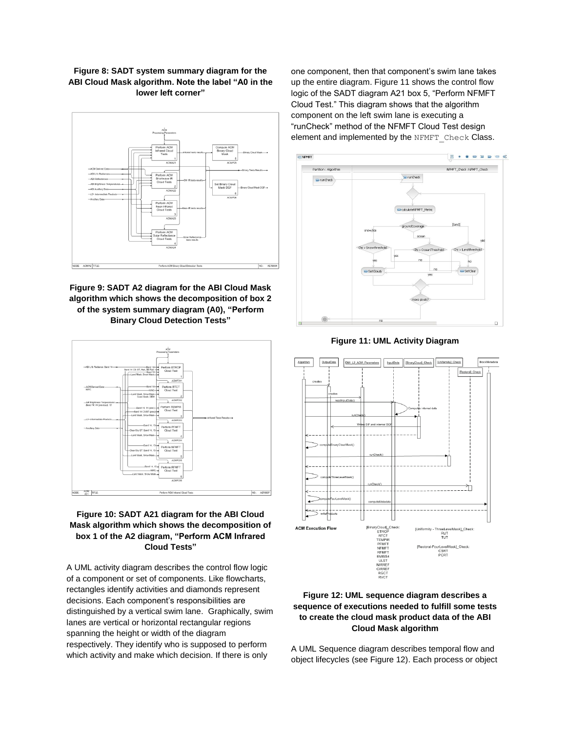**Figure 8: SADT system summary diagram for the ABI Cloud Mask algorithm. Note the label "A0 in the lower left corner"**

**Figure 9: SADT A2 diagram for the ABI Cloud Mask algorithm which shows the decomposition of box 2 of the system summary diagram (A0), "Perform Binary Cloud Detection Tests"**

**Figure 10: SADT A21 diagram for the ABI Cloud Mask algorithm which shows the decomposition of box 1 of the A2 diagram, "Perform ACM Infrared Cloud Tests"**

A UML activity diagram describes the control flow logic of a component or set of components. Like flowcharts, rectangles identify activities and diamonds represent decisions. Each component's responsibilities are distinguished by a vertical swim lane. Graphically, swim lanes are vertical or horizontal rectangular regions spanning the height or width of the diagram respectively. They identify who is supposed to perform which activity and make which decision. If there is only one component, then that component's swim lane takes up the entire diagram. Figure 11 shows the control flow logic of the SADT diagram A21 box 5, "Perform NFMFT Cloud Test." This diagram shows that the algorithm component on the left swim lane is executing a "runCheck" method of the NFMFT Cloud Test design element and implemented by the `NFMFT_Check` Class.

**Figure 11: UML Activity Diagram**

**Figure 12: UML sequence diagram describes a sequence of executions needed to fulfill some tests to create the cloud mask product data of the ABI Cloud Mask algorithm**

A UML Sequence diagram describes temporal flow and object lifecycles (see Figure 12). Each process or object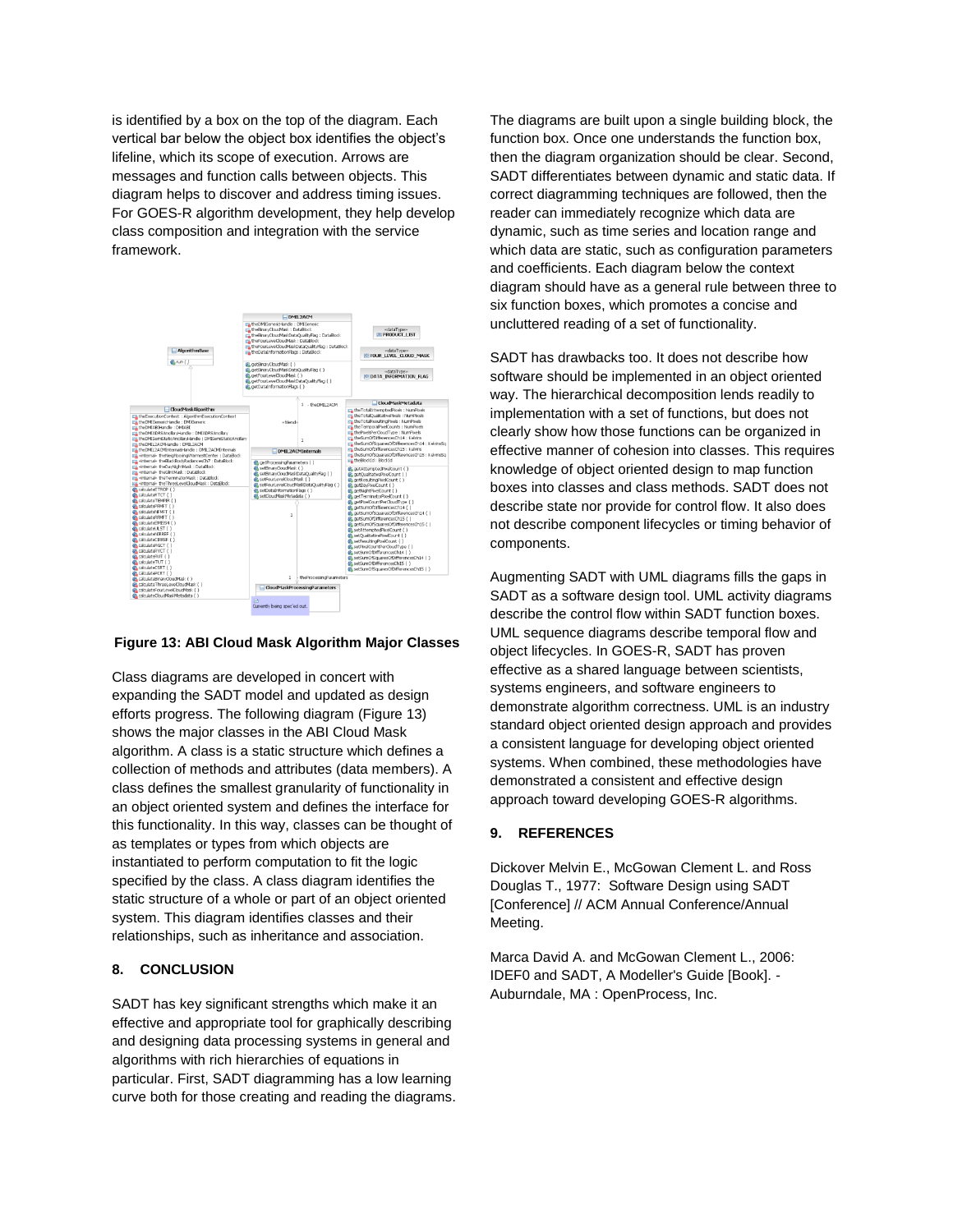is identified by a box on the top of the diagram. Each vertical bar below the object box identifies the object's lifeline, which its scope of execution. Arrows are messages and function calls between objects. This diagram helps to discover and address timing issues. For GOES-R algorithm development, they help develop class composition and integration with the service framework.

**Figure 13: ABI Cloud Mask Algorithm Major Classes**

Class diagrams are developed in concert with expanding the SADT model and updated as design efforts progress. The following diagram (Figure 13) shows the major classes in the ABI Cloud Mask algorithm. A class is a static structure which defines a collection of methods and attributes (data members). A class defines the smallest granularity of functionality in an object oriented system and defines the interface for this functionality. In this way, classes can be thought of as templates or types from which objects are instantiated to perform computation to fit the logic specified by the class. A class diagram identifies the static structure of a whole or part of an object oriented system. This diagram identifies classes and their relationships, such as inheritance and association.

## 8. CONCLUSION

SADT has key significant strengths which make it an effective and appropriate tool for graphically describing and designing data processing systems in general and algorithms with rich hierarchies of equations in particular. First, SADT diagramming has a low learning curve both for those creating and reading the diagrams. The diagrams are built upon a single building block, the function box. Once one understands the function box, then the diagram organization should be clear. Second, SADT differentiates between dynamic and static data. If correct diagramming techniques are followed, then the reader can immediately recognize which data are dynamic, such as time series and location range and which data are static, such as configuration parameters and coefficients. Each diagram below the context diagram should have as a general rule between three to six function boxes, which promotes a concise and uncluttered reading of a set of functionality.

SADT has drawbacks too. It does not describe how software should be implemented in an object oriented way. The hierarchical decomposition lends readily to implementation with a set of functions, but does not clearly show how those functions can be organized in effective manner of cohesion into classes. This requires knowledge of object oriented design to map function boxes into classes and class methods. SADT does not describe state nor provide for control flow. It also does not describe component lifecycles or timing behavior of components.

Augmenting SADT with UML diagrams fills the gaps in SADT as a software design tool. UML activity diagrams describe the control flow within SADT function boxes. UML sequence diagrams describe temporal flow and object lifecycles. In GOES-R, SADT has proven effective as a shared language between scientists, systems engineers, and software engineers to demonstrate algorithm correctness. UML is an industry standard object oriented design approach and provides a consistent language for developing object oriented systems. When combined, these methodologies have demonstrated a consistent and effective design approach toward developing GOES-R algorithms.

## 9. REFERENCES

Dickover Melvin E., McGowan Clement L. and Ross Douglas T., 1977: Software Design using SADT [Conference] // ACM Annual Conference/Annual Meeting.

Marca David A. and McGowan Clement L., 2006: IDEF0 and SADT, A Modeller's Guide [Book]. - Auburndale, MA : OpenProcess, Inc.